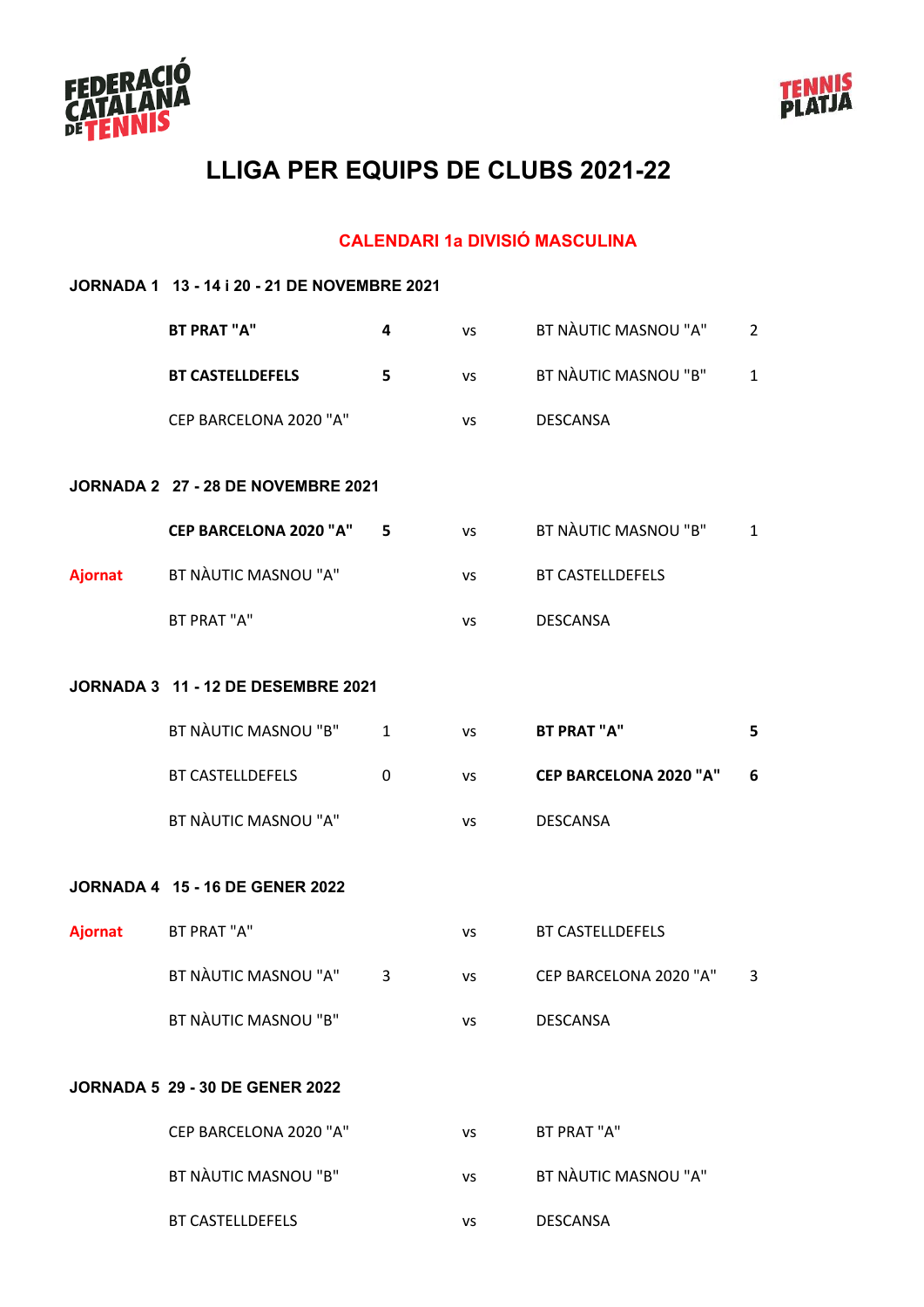FEDERACIÓ CATALANA DE TENNIS

TENNIS PLATJA

# LLIGA PER EQUIPS DE CLUBS 2021-22

## CALENDARI 1a DIVISIÓ MASCULINA

### JORNADA 1 13 - 14 i 20 - 21 DE NOVEMBRE 2021

| | | | | | |
|---|---|---|---|---|---|
| | **BT PRAT "A"** | **4** | vs | BT NÀUTIC MASNOU "A" | 2 |
| | **BT CASTELLDEFELS** | **5** | vs | BT NÀUTIC MASNOU "B" | 1 |
| | CEP BARCELONA 2020 "A" | | vs | DESCANSA | |

### JORNADA 2 27 - 28 DE NOVEMBRE 2021

| | | | | | |
|---|---|---|---|---|---|
| | **CEP BARCELONA 2020 "A"** | **5** | vs | BT NÀUTIC MASNOU "B" | 1 |
| **Ajornat** | BT NÀUTIC MASNOU "A" | | vs | BT CASTELLDEFELS | |
| | BT PRAT "A" | | vs | DESCANSA | |

### JORNADA 3 11 - 12 DE DESEMBRE 2021

| | | | | | |
|---|---|---|---|---|---|
| | BT NÀUTIC MASNOU "B" | 1 | vs | **BT PRAT "A"** | **5** |
| | BT CASTELLDEFELS | 0 | vs | **CEP BARCELONA 2020 "A"** | **6** |
| | BT NÀUTIC MASNOU "A" | | vs | DESCANSA | |

### JORNADA 4 15 - 16 DE GENER 2022

| | | | | | |
|---|---|---|---|---|---|
| **Ajornat** | BT PRAT "A" | | vs | BT CASTELLDEFELS | |
| | BT NÀUTIC MASNOU "A" | 3 | vs | CEP BARCELONA 2020 "A" | 3 |
| | BT NÀUTIC MASNOU "B" | | vs | DESCANSA | |

### JORNADA 5 29 - 30 DE GENER 2022

| | | | | | |
|---|---|---|---|---|---|
| | CEP BARCELONA 2020 "A" | | vs | BT PRAT "A" | |
| | BT NÀUTIC MASNOU "B" | | vs | BT NÀUTIC MASNOU "A" | |
| | BT CASTELLDEFELS | | vs | DESCANSA | |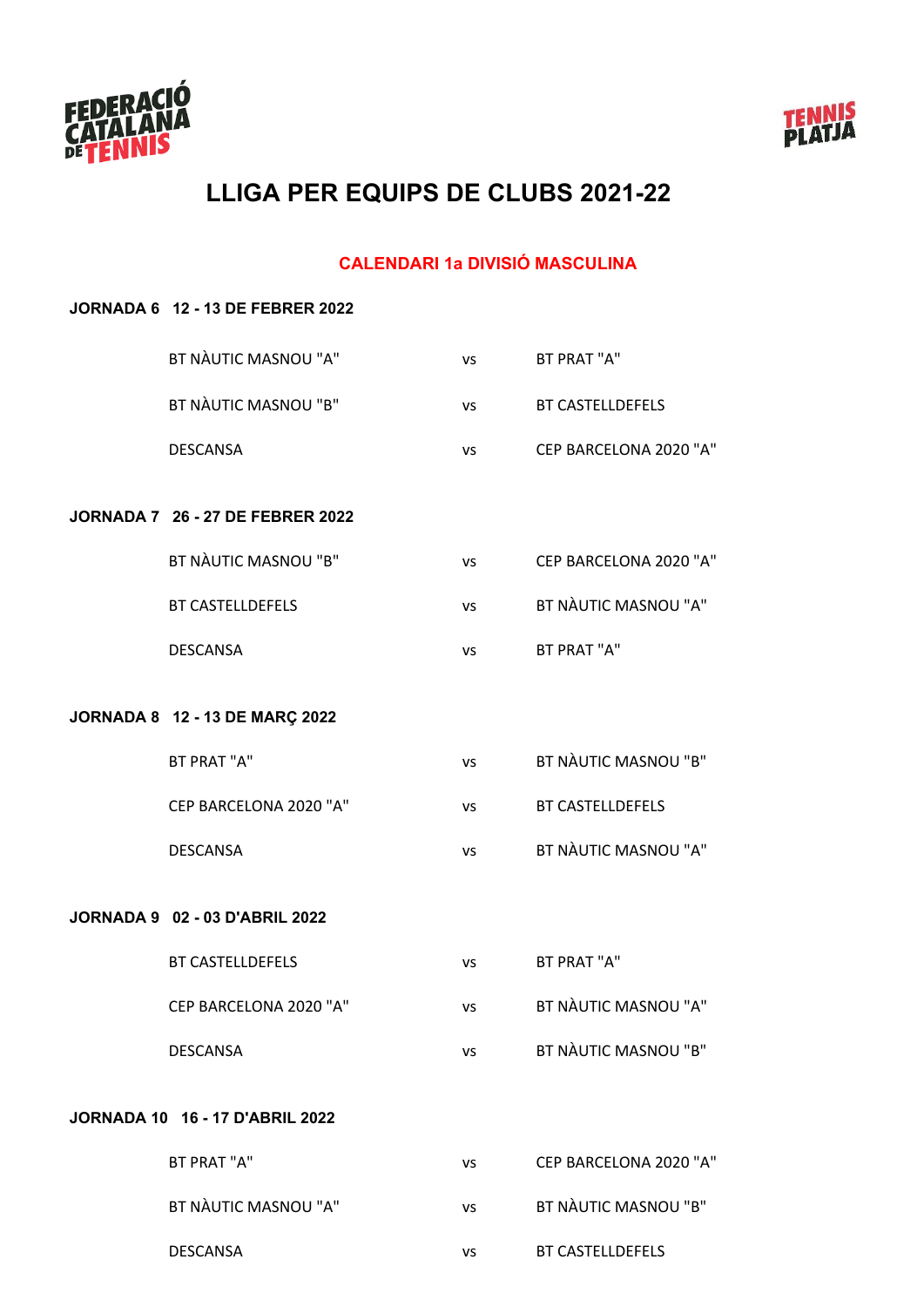# LLIGA PER EQUIPS DE CLUBS 2021-22

## CALENDARI 1a DIVISIÓ MASCULINA

**JORNADA 6 12 - 13 DE FEBRER 2022**

| | | |
|---|---|---|
| BT NÀUTIC MASNOU "A" | vs | BT PRAT "A" |
| BT NÀUTIC MASNOU "B" | vs | BT CASTELLDEFELS |
| DESCANSA | vs | CEP BARCELONA 2020 "A" |

**JORNADA 7 26 - 27 DE FEBRER 2022**

| | | |
|---|---|---|
| BT NÀUTIC MASNOU "B" | vs | CEP BARCELONA 2020 "A" |
| BT CASTELLDEFELS | vs | BT NÀUTIC MASNOU "A" |
| DESCANSA | vs | BT PRAT "A" |

**JORNADA 8 12 - 13 DE MARÇ 2022**

| | | |
|---|---|---|
| BT PRAT "A" | vs | BT NÀUTIC MASNOU "B" |
| CEP BARCELONA 2020 "A" | vs | BT CASTELLDEFELS |
| DESCANSA | vs | BT NÀUTIC MASNOU "A" |

**JORNADA 9 02 - 03 D'ABRIL 2022**

| | | |
|---|---|---|
| BT CASTELLDEFELS | vs | BT PRAT "A" |
| CEP BARCELONA 2020 "A" | vs | BT NÀUTIC MASNOU "A" |
| DESCANSA | vs | BT NÀUTIC MASNOU "B" |

**JORNADA 10 16 - 17 D'ABRIL 2022**

| | | |
|---|---|---|
| BT PRAT "A" | vs | CEP BARCELONA 2020 "A" |
| BT NÀUTIC MASNOU "A" | vs | BT NÀUTIC MASNOU "B" |
| DESCANSA | vs | BT CASTELLDEFELS |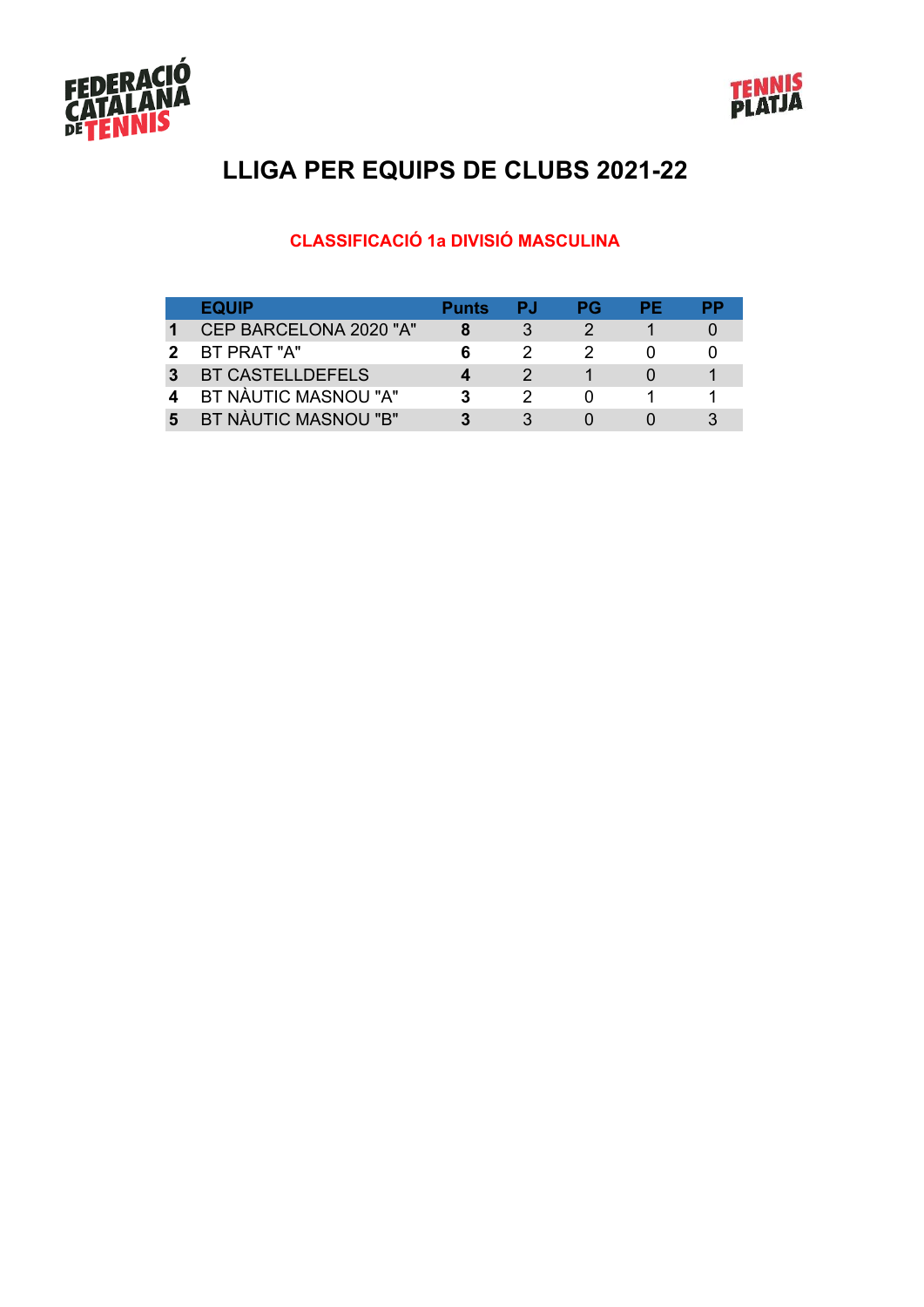# LLIGA PER EQUIPS DE CLUBS 2021-22

## CLASSIFICACIÓ 1a DIVISIÓ MASCULINA

| | EQUIP | Punts | PJ | PG | PE | PP |
|---|---|---|---|---|---|---|
| **1** | CEP BARCELONA 2020 "A" | **8** | 3 | 2 | 1 | 0 |
| **2** | BT PRAT "A" | **6** | 2 | 2 | 0 | 0 |
| **3** | BT CASTELLDEFELS | **4** | 2 | 1 | 0 | 1 |
| **4** | BT NÀUTIC MASNOU "A" | **3** | 2 | 0 | 1 | 1 |
| **5** | BT NÀUTIC MASNOU "B" | **3** | 3 | 0 | 0 | 3 |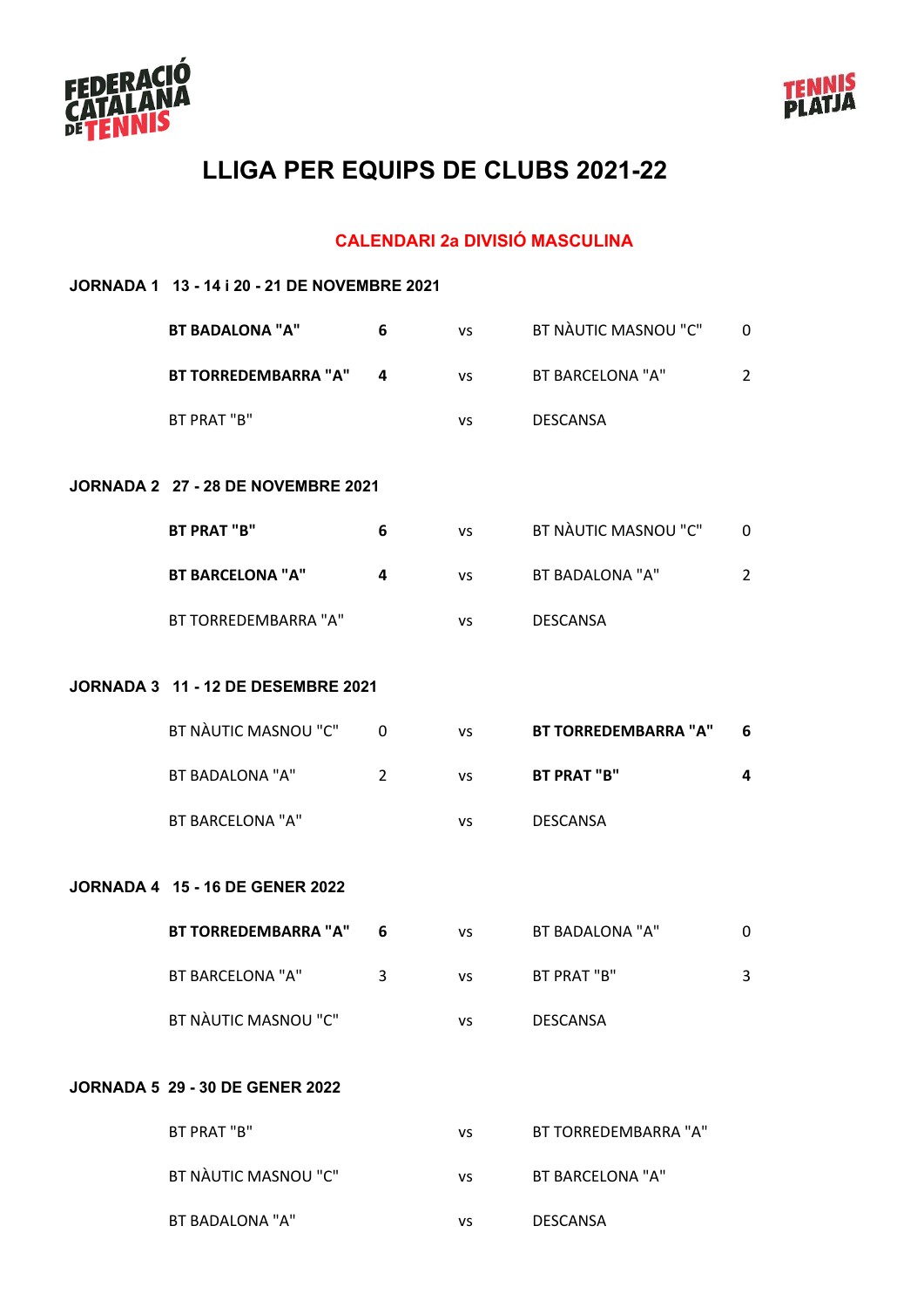# LLIGA PER EQUIPS DE CLUBS 2021-22

## CALENDARI 2a DIVISIÓ MASCULINA

### JORNADA 1 13 - 14 i 20 - 21 DE NOVEMBRE 2021

| | | | | |
|---|---|---|---|---|
| **BT BADALONA "A"** | **6** | vs | BT NÀUTIC MASNOU "C" | 0 |
| **BT TORREDEMBARRA "A"** | **4** | vs | BT BARCELONA "A" | 2 |
| BT PRAT "B" | | vs | DESCANSA | |

### JORNADA 2 27 - 28 DE NOVEMBRE 2021

| | | | | |
|---|---|---|---|---|
| **BT PRAT "B"** | **6** | vs | BT NÀUTIC MASNOU "C" | 0 |
| **BT BARCELONA "A"** | **4** | vs | BT BADALONA "A" | 2 |
| BT TORREDEMBARRA "A" | | vs | DESCANSA | |

### JORNADA 3 11 - 12 DE DESEMBRE 2021

| | | | | |
|---|---|---|---|---|
| BT NÀUTIC MASNOU "C" | 0 | vs | **BT TORREDEMBARRA "A"** | **6** |
| BT BADALONA "A" | 2 | vs | **BT PRAT "B"** | **4** |
| BT BARCELONA "A" | | vs | DESCANSA | |

### JORNADA 4 15 - 16 DE GENER 2022

| | | | | |
|---|---|---|---|---|
| **BT TORREDEMBARRA "A"** | **6** | vs | BT BADALONA "A" | 0 |
| BT BARCELONA "A" | 3 | vs | BT PRAT "B" | 3 |
| BT NÀUTIC MASNOU "C" | | vs | DESCANSA | |

### JORNADA 5 29 - 30 DE GENER 2022

| | | | | |
|---|---|---|---|---|
| BT PRAT "B" | | vs | BT TORREDEMBARRA "A" | |
| BT NÀUTIC MASNOU "C" | | vs | BT BARCELONA "A" | |
| BT BADALONA "A" | | vs | DESCANSA | |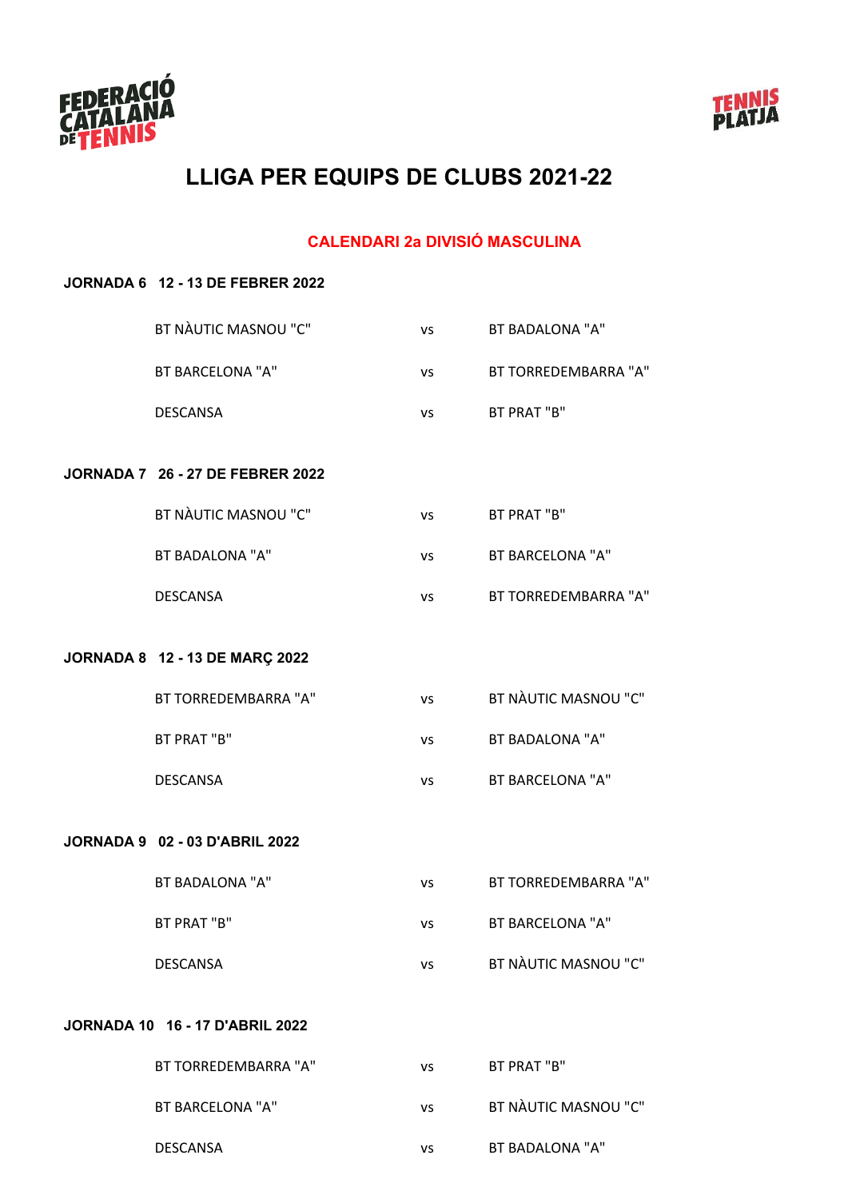# LLIGA PER EQUIPS DE CLUBS 2021-22

## CALENDARI 2a DIVISIÓ MASCULINA

**JORNADA 6   12 - 13 DE FEBRER 2022**

| | | |
|---|---|---|
| BT NÀUTIC MASNOU "C" | vs | BT BADALONA "A" |
| BT BARCELONA "A" | vs | BT TORREDEMBARRA "A" |
| DESCANSA | vs | BT PRAT "B" |

**JORNADA 7   26 - 27 DE FEBRER 2022**

| | | |
|---|---|---|
| BT NÀUTIC MASNOU "C" | vs | BT PRAT "B" |
| BT BADALONA "A" | vs | BT BARCELONA "A" |
| DESCANSA | vs | BT TORREDEMBARRA "A" |

**JORNADA 8   12 - 13 DE MARÇ 2022**

| | | |
|---|---|---|
| BT TORREDEMBARRA "A" | vs | BT NÀUTIC MASNOU "C" |
| BT PRAT "B" | vs | BT BADALONA "A" |
| DESCANSA | vs | BT BARCELONA "A" |

**JORNADA 9   02 - 03 D'ABRIL 2022**

| | | |
|---|---|---|
| BT BADALONA "A" | vs | BT TORREDEMBARRA "A" |
| BT PRAT "B" | vs | BT BARCELONA "A" |
| DESCANSA | vs | BT NÀUTIC MASNOU "C" |

**JORNADA 10   16 - 17 D'ABRIL 2022**

| | | |
|---|---|---|
| BT TORREDEMBARRA "A" | vs | BT PRAT "B" |
| BT BARCELONA "A" | vs | BT NÀUTIC MASNOU "C" |
| DESCANSA | vs | BT BADALONA "A" |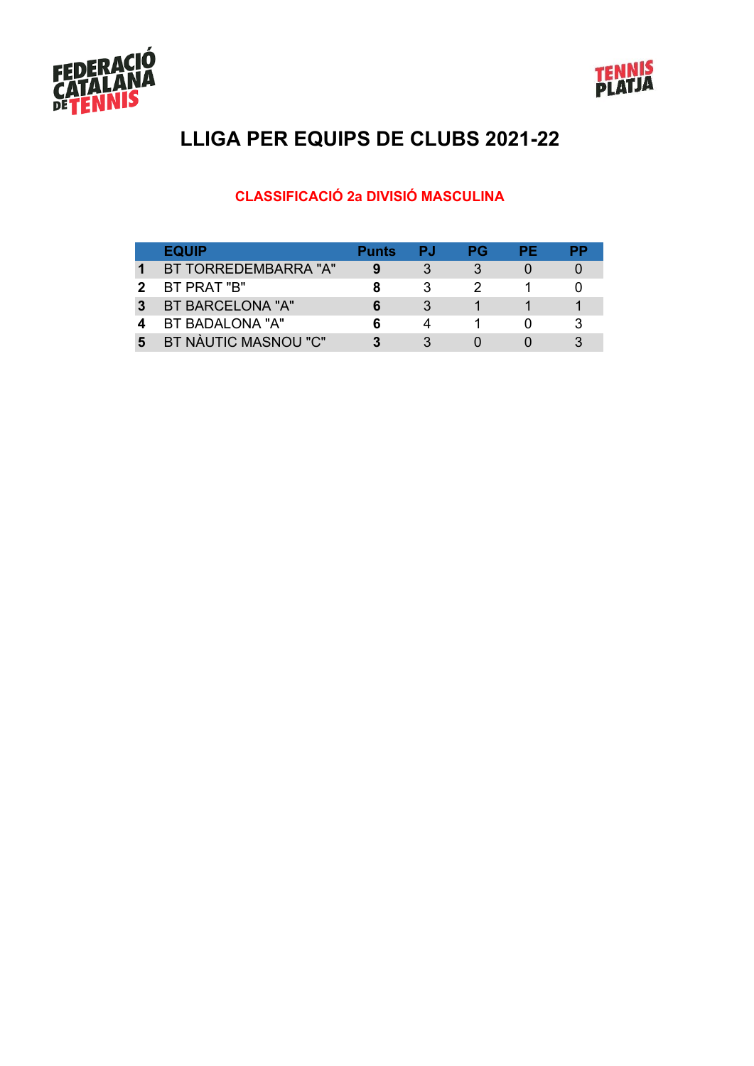# LLIGA PER EQUIPS DE CLUBS 2021-22

## CLASSIFICACIÓ 2a DIVISIÓ MASCULINA

| | EQUIP | Punts | PJ | PG | PE | PP |
|---|---|---|---|---|---|---|
| **1** | BT TORREDEMBARRA "A" | **9** | 3 | 3 | 0 | 0 |
| **2** | BT PRAT "B" | **8** | 3 | 2 | 1 | 0 |
| **3** | BT BARCELONA "A" | **6** | 3 | 1 | 1 | 1 |
| **4** | BT BADALONA "A" | **6** | 4 | 1 | 0 | 3 |
| **5** | BT NÀUTIC MASNOU "C" | **3** | 3 | 0 | 0 | 3 |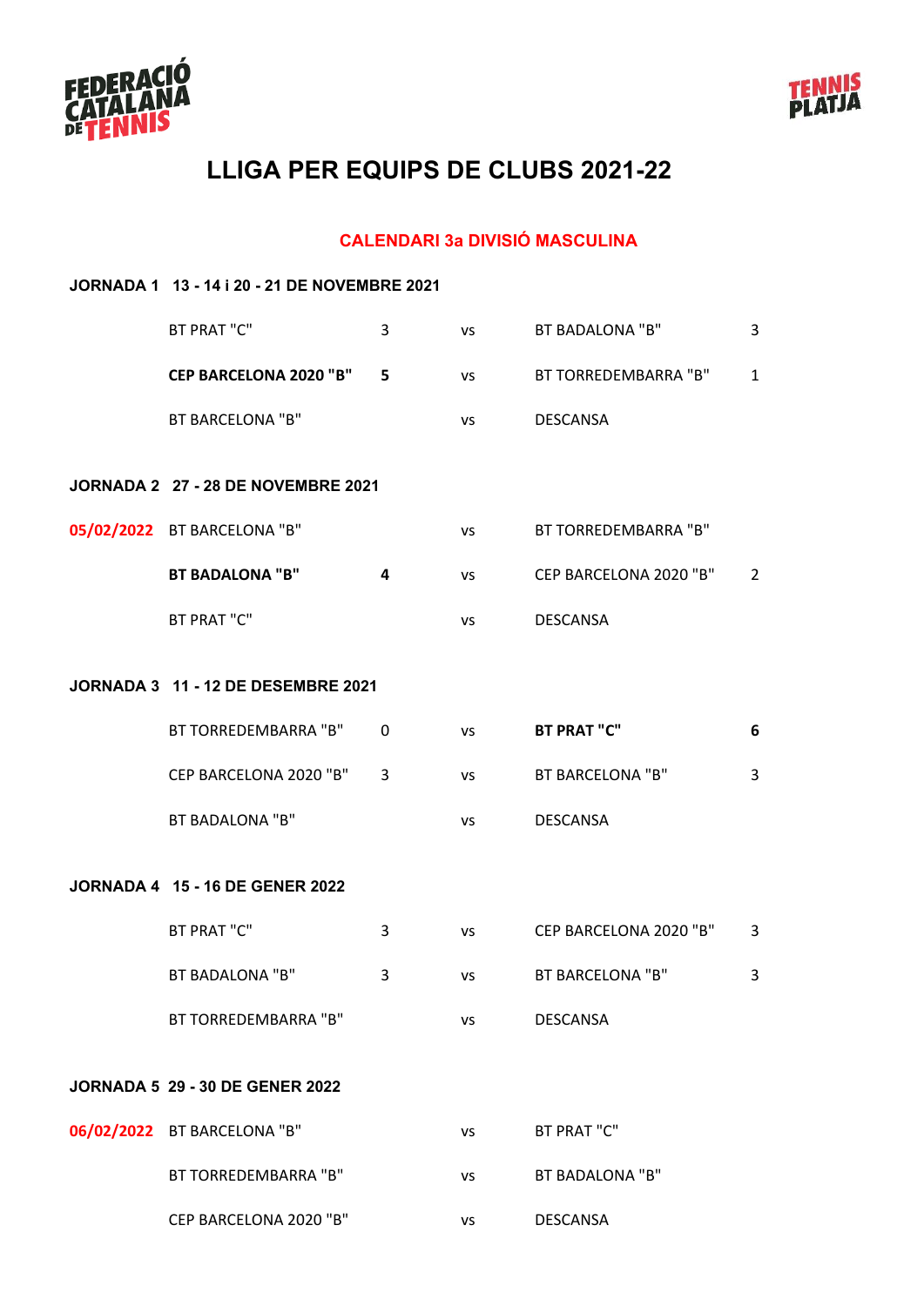FEDERACIÓ CATALANA DE TENNIS

TENNIS PLATJA

# LLIGA PER EQUIPS DE CLUBS 2021-22

## CALENDARI 3a DIVISIÓ MASCULINA

### JORNADA 1 13 - 14 i 20 - 21 DE NOVEMBRE 2021

| | | | | | |
|---|---|---|---|---|---|
| | BT PRAT "C" | 3 | vs | BT BADALONA "B" | 3 |
| | **CEP BARCELONA 2020 "B"** | **5** | vs | BT TORREDEMBARRA "B" | 1 |
| | BT BARCELONA "B" | | vs | DESCANSA | |

### JORNADA 2 27 - 28 DE NOVEMBRE 2021

| | | | | | |
|---|---|---|---|---|---|
| 05/02/2022 | BT BARCELONA "B" | | vs | BT TORREDEMBARRA "B" | |
| | **BT BADALONA "B"** | **4** | vs | CEP BARCELONA 2020 "B" | 2 |
| | BT PRAT "C" | | vs | DESCANSA | |

### JORNADA 3 11 - 12 DE DESEMBRE 2021

| | | | | | |
|---|---|---|---|---|---|
| | BT TORREDEMBARRA "B" | 0 | vs | **BT PRAT "C"** | **6** |
| | CEP BARCELONA 2020 "B" | 3 | vs | BT BARCELONA "B" | 3 |
| | BT BADALONA "B" | | vs | DESCANSA | |

### JORNADA 4 15 - 16 DE GENER 2022

| | | | | | |
|---|---|---|---|---|---|
| | BT PRAT "C" | 3 | vs | CEP BARCELONA 2020 "B" | 3 |
| | BT BADALONA "B" | 3 | vs | BT BARCELONA "B" | 3 |
| | BT TORREDEMBARRA "B" | | vs | DESCANSA | |

### JORNADA 5 29 - 30 DE GENER 2022

| | | | | | |
|---|---|---|---|---|---|
| 06/02/2022 | BT BARCELONA "B" | | vs | BT PRAT "C" | |
| | BT TORREDEMBARRA "B" | | vs | BT BADALONA "B" | |
| | CEP BARCELONA 2020 "B" | | vs | DESCANSA | |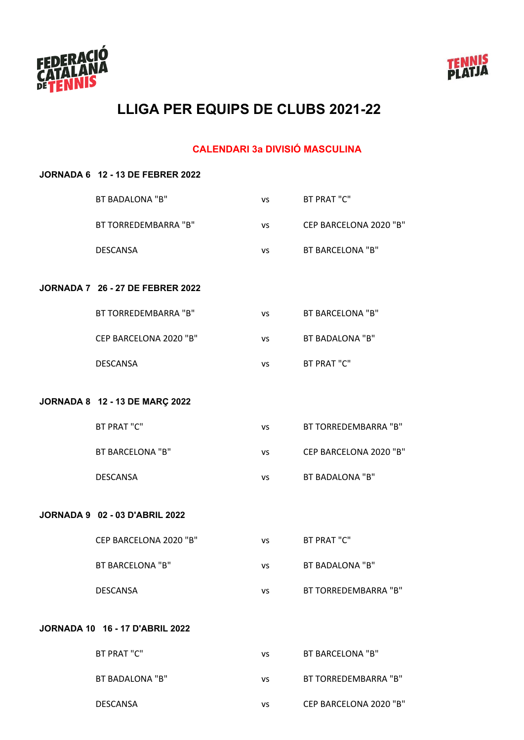# LLIGA PER EQUIPS DE CLUBS 2021-22

## CALENDARI 3a DIVISIÓ MASCULINA

**JORNADA 6 12 - 13 DE FEBRER 2022**

| | | |
|---|---|---|
| BT BADALONA "B" | vs | BT PRAT "C" |
| BT TORREDEMBARRA "B" | vs | CEP BARCELONA 2020 "B" |
| DESCANSA | vs | BT BARCELONA "B" |

**JORNADA 7 26 - 27 DE FEBRER 2022**

| | | |
|---|---|---|
| BT TORREDEMBARRA "B" | vs | BT BARCELONA "B" |
| CEP BARCELONA 2020 "B" | vs | BT BADALONA "B" |
| DESCANSA | vs | BT PRAT "C" |

**JORNADA 8 12 - 13 DE MARÇ 2022**

| | | |
|---|---|---|
| BT PRAT "C" | vs | BT TORREDEMBARRA "B" |
| BT BARCELONA "B" | vs | CEP BARCELONA 2020 "B" |
| DESCANSA | vs | BT BADALONA "B" |

**JORNADA 9 02 - 03 D'ABRIL 2022**

| | | |
|---|---|---|
| CEP BARCELONA 2020 "B" | vs | BT PRAT "C" |
| BT BARCELONA "B" | vs | BT BADALONA "B" |
| DESCANSA | vs | BT TORREDEMBARRA "B" |

**JORNADA 10 16 - 17 D'ABRIL 2022**

| | | |
|---|---|---|
| BT PRAT "C" | vs | BT BARCELONA "B" |
| BT BADALONA "B" | vs | BT TORREDEMBARRA "B" |
| DESCANSA | vs | CEP BARCELONA 2020 "B" |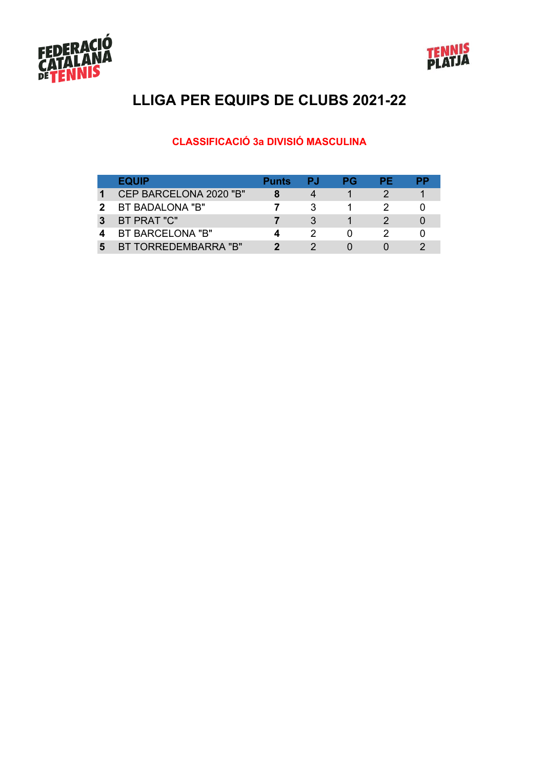# LLIGA PER EQUIPS DE CLUBS 2021-22

## CLASSIFICACIÓ 3a DIVISIÓ MASCULINA

| | EQUIP | Punts | PJ | PG | PE | PP |
|---|---|---|---|---|---|---|
| **1** | CEP BARCELONA 2020 "B" | **8** | 4 | 1 | 2 | 1 |
| **2** | BT BADALONA "B" | **7** | 3 | 1 | 2 | 0 |
| **3** | BT PRAT "C" | **7** | 3 | 1 | 2 | 0 |
| **4** | BT BARCELONA "B" | **4** | 2 | 0 | 2 | 0 |
| **5** | BT TORREDEMBARRA "B" | **2** | 2 | 0 | 0 | 2 |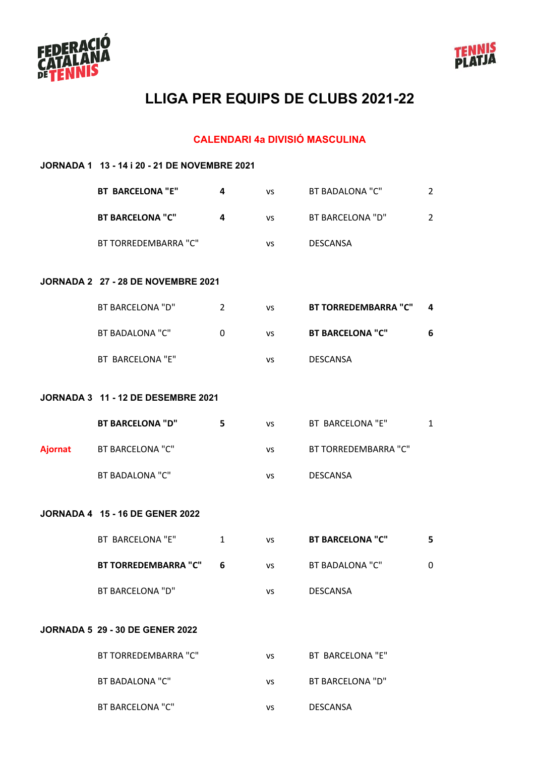FEDERACIÓ CATALANA DE TENNIS

TENNIS PLATJA

# LLIGA PER EQUIPS DE CLUBS 2021-22

## CALENDARI 4a DIVISIÓ MASCULINA

### JORNADA 1 13 - 14 i 20 - 21 DE NOVEMBRE 2021

| | | | | | |
|---|---|---|---|---|---|
| | **BT BARCELONA "E"** | **4** | vs | BT BADALONA "C" | 2 |
| | **BT BARCELONA "C"** | **4** | vs | BT BARCELONA "D" | 2 |
| | BT TORREDEMBARRA "C" | | vs | DESCANSA | |

### JORNADA 2 27 - 28 DE NOVEMBRE 2021

| | | | | | |
|---|---|---|---|---|---|
| | BT BARCELONA "D" | 2 | vs | **BT TORREDEMBARRA "C"** | **4** |
| | BT BADALONA "C" | 0 | vs | **BT BARCELONA "C"** | **6** |
| | BT BARCELONA "E" | | vs | DESCANSA | |

### JORNADA 3 11 - 12 DE DESEMBRE 2021

| | | | | | |
|---|---|---|---|---|---|
| | **BT BARCELONA "D"** | **5** | vs | BT BARCELONA "E" | 1 |
| Ajornat | BT BARCELONA "C" | | vs | BT TORREDEMBARRA "C" | |
| | BT BADALONA "C" | | vs | DESCANSA | |

### JORNADA 4 15 - 16 DE GENER 2022

| | | | | | |
|---|---|---|---|---|---|
| | BT BARCELONA "E" | 1 | vs | **BT BARCELONA "C"** | **5** |
| | **BT TORREDEMBARRA "C"** | **6** | vs | BT BADALONA "C" | 0 |
| | BT BARCELONA "D" | | vs | DESCANSA | |

### JORNADA 5 29 - 30 DE GENER 2022

| | | | | | |
|---|---|---|---|---|---|
| | BT TORREDEMBARRA "C" | | vs | BT BARCELONA "E" | |
| | BT BADALONA "C" | | vs | BT BARCELONA "D" | |
| | BT BARCELONA "C" | | vs | DESCANSA | |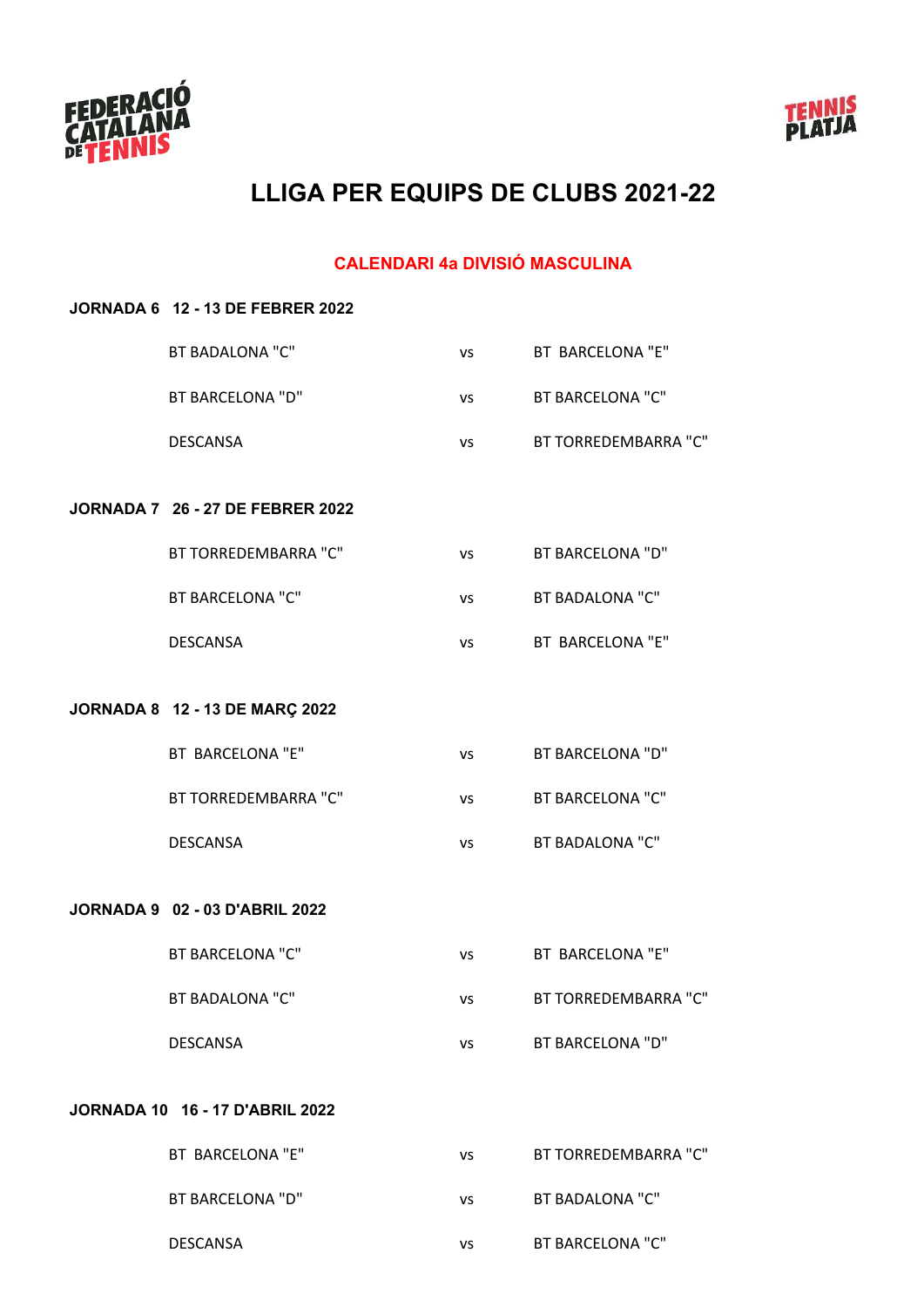# LLIGA PER EQUIPS DE CLUBS 2021-22

## CALENDARI 4a DIVISIÓ MASCULINA

**JORNADA 6   12 - 13 DE FEBRER 2022**

| | | |
|---|---|---|
| BT BADALONA "C" | vs | BT  BARCELONA "E" |
| BT BARCELONA "D" | vs | BT BARCELONA "C" |
| DESCANSA | vs | BT TORREDEMBARRA "C" |

**JORNADA 7   26 - 27 DE FEBRER 2022**

| | | |
|---|---|---|
| BT TORREDEMBARRA "C" | vs | BT BARCELONA "D" |
| BT BARCELONA "C" | vs | BT BADALONA "C" |
| DESCANSA | vs | BT  BARCELONA "E" |

**JORNADA 8   12 - 13 DE MARÇ 2022**

| | | |
|---|---|---|
| BT  BARCELONA "E" | vs | BT BARCELONA "D" |
| BT TORREDEMBARRA "C" | vs | BT BARCELONA "C" |
| DESCANSA | vs | BT BADALONA "C" |

**JORNADA 9   02 - 03 D'ABRIL 2022**

| | | |
|---|---|---|
| BT BARCELONA "C" | vs | BT  BARCELONA "E" |
| BT BADALONA "C" | vs | BT TORREDEMBARRA "C" |
| DESCANSA | vs | BT BARCELONA "D" |

**JORNADA 10   16 - 17 D'ABRIL 2022**

| | | |
|---|---|---|
| BT  BARCELONA "E" | vs | BT TORREDEMBARRA "C" |
| BT BARCELONA "D" | vs | BT BADALONA "C" |
| DESCANSA | vs | BT BARCELONA "C" |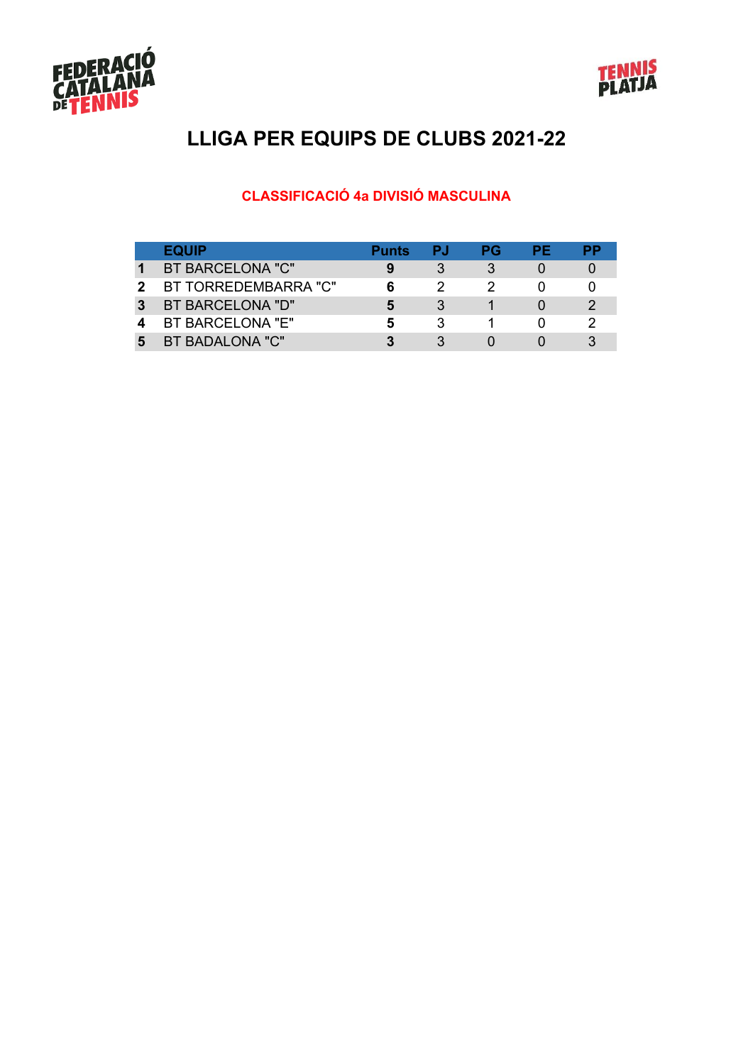# LLIGA PER EQUIPS DE CLUBS 2021-22

## CLASSIFICACIÓ 4a DIVISIÓ MASCULINA

| | EQUIP | Punts | PJ | PG | PE | PP |
|---|---|---|---|---|---|---|
| **1** | BT BARCELONA "C" | **9** | 3 | 3 | 0 | 0 |
| **2** | BT TORREDEMBARRA "C" | **6** | 2 | 2 | 0 | 0 |
| **3** | BT BARCELONA "D" | **5** | 3 | 1 | 0 | 2 |
| **4** | BT BARCELONA "E" | **5** | 3 | 1 | 0 | 2 |
| **5** | BT BADALONA "C" | **3** | 3 | 0 | 0 | 3 |